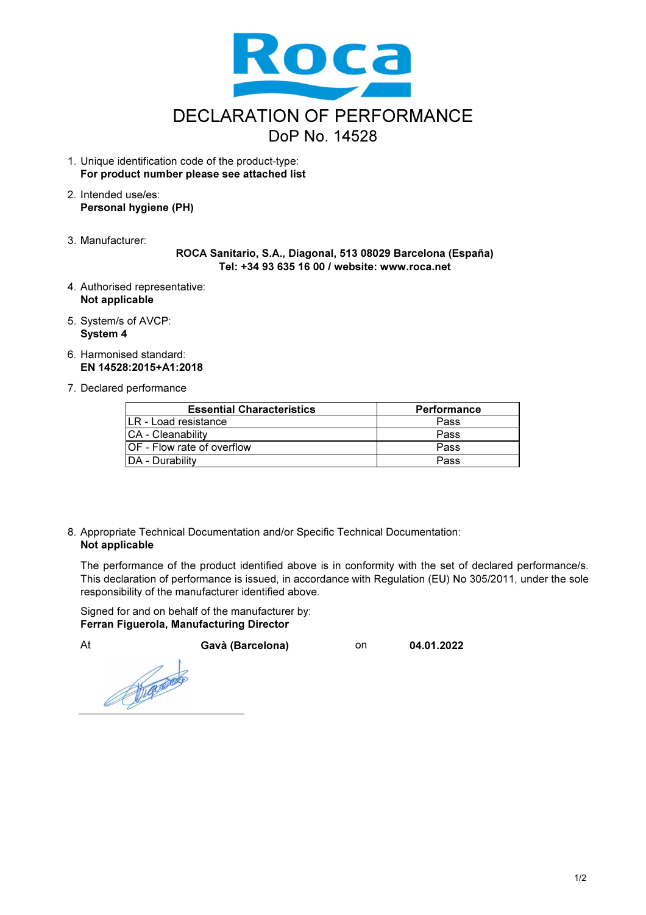Roca

# DECLARATION OF PERFORMANCE

## DoP No. 14528

1. Unique identification code of the product-type:
   **For product number please see attached list**

2. Intended use/es:
   **Personal hygiene (PH)**

3. Manufacturer:
   **ROCA Sanitario, S.A., Diagonal, 513 08029 Barcelona (España)**
   **Tel: +34 93 635 16 00 / website: www.roca.net**

4. Authorised representative:
   **Not applicable**

5. System/s of AVCP:
   **System 4**

6. Harmonised standard:
   **EN 14528:2015+A1:2018**

7. Declared performance

| Essential Characteristics | Performance |
|---|---|
| LR - Load resistance | Pass |
| CA - Cleanability | Pass |
| OF - Flow rate of overflow | Pass |
| DA - Durability | Pass |

8. Appropriate Technical Documentation and/or Specific Technical Documentation:
   **Not applicable**

The performance of the product identified above is in conformity with the set of declared performance/s. This declaration of performance is issued, in accordance with Regulation (EU) No 305/2011, under the sole responsibility of the manufacturer identified above.

Signed for and on behalf of the manufacturer by:
**Ferran Figuerola, Manufacturing Director**

At **Gavà (Barcelona)** on **04.01.2022**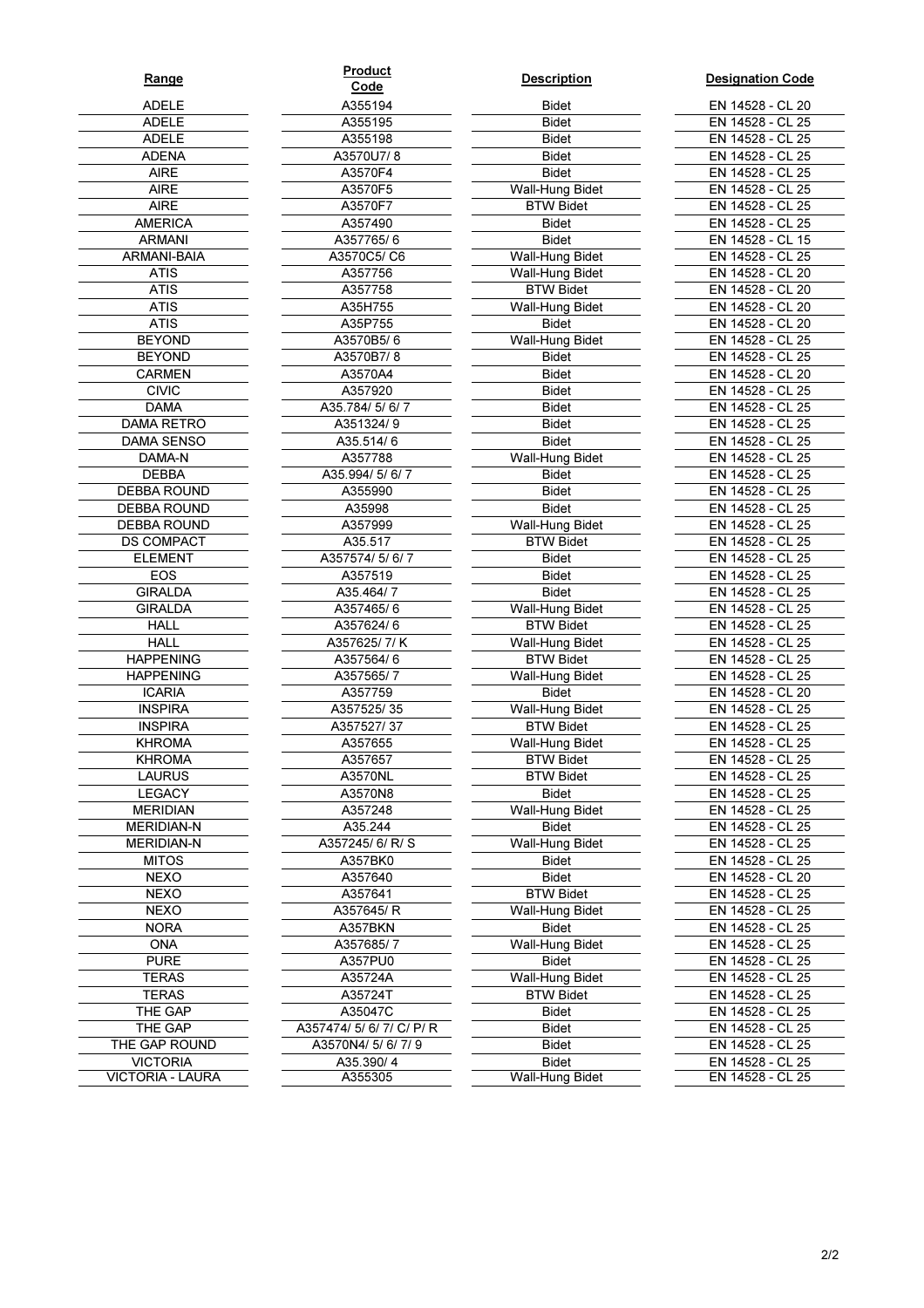| Range | Product Code | Description | Designation Code |
|---|---|---|---|
| ADELE | A355194 | Bidet | EN 14528 - CL 20 |
| ADELE | A355195 | Bidet | EN 14528 - CL 25 |
| ADELE | A355198 | Bidet | EN 14528 - CL 25 |
| ADENA | A3570U7/ 8 | Bidet | EN 14528 - CL 25 |
| AIRE | A3570F4 | Bidet | EN 14528 - CL 25 |
| AIRE | A3570F5 | Wall-Hung Bidet | EN 14528 - CL 25 |
| AIRE | A3570F7 | BTW Bidet | EN 14528 - CL 25 |
| AMERICA | A357490 | Bidet | EN 14528 - CL 25 |
| ARMANI | A357765/ 6 | Bidet | EN 14528 - CL 15 |
| ARMANI-BAIA | A3570C5/ C6 | Wall-Hung Bidet | EN 14528 - CL 25 |
| ATIS | A357756 | Wall-Hung Bidet | EN 14528 - CL 20 |
| ATIS | A357758 | BTW Bidet | EN 14528 - CL 20 |
| ATIS | A35H755 | Wall-Hung Bidet | EN 14528 - CL 20 |
| ATIS | A35P755 | Bidet | EN 14528 - CL 20 |
| BEYOND | A3570B5/ 6 | Wall-Hung Bidet | EN 14528 - CL 25 |
| BEYOND | A3570B7/ 8 | Bidet | EN 14528 - CL 25 |
| CARMEN | A3570A4 | Bidet | EN 14528 - CL 20 |
| CIVIC | A357920 | Bidet | EN 14528 - CL 25 |
| DAMA | A35.784/ 5/ 6/ 7 | Bidet | EN 14528 - CL 25 |
| DAMA RETRO | A351324/ 9 | Bidet | EN 14528 - CL 25 |
| DAMA SENSO | A35.514/ 6 | Bidet | EN 14528 - CL 25 |
| DAMA-N | A357788 | Wall-Hung Bidet | EN 14528 - CL 25 |
| DEBBA | A35.994/ 5/ 6/ 7 | Bidet | EN 14528 - CL 25 |
| DEBBA ROUND | A355990 | Bidet | EN 14528 - CL 25 |
| DEBBA ROUND | A35998 | Bidet | EN 14528 - CL 25 |
| DEBBA ROUND | A357999 | Wall-Hung Bidet | EN 14528 - CL 25 |
| DS COMPACT | A35.517 | BTW Bidet | EN 14528 - CL 25 |
| ELEMENT | A357574/ 5/ 6/ 7 | Bidet | EN 14528 - CL 25 |
| EOS | A357519 | Bidet | EN 14528 - CL 25 |
| GIRALDA | A35.464/ 7 | Bidet | EN 14528 - CL 25 |
| GIRALDA | A357465/ 6 | Wall-Hung Bidet | EN 14528 - CL 25 |
| HALL | A357624/ 6 | BTW Bidet | EN 14528 - CL 25 |
| HALL | A357625/ 7/ K | Wall-Hung Bidet | EN 14528 - CL 25 |
| HAPPENING | A357564/ 6 | BTW Bidet | EN 14528 - CL 25 |
| HAPPENING | A357565/ 7 | Wall-Hung Bidet | EN 14528 - CL 25 |
| ICARIA | A357759 | Bidet | EN 14528 - CL 20 |
| INSPIRA | A357525/ 35 | Wall-Hung Bidet | EN 14528 - CL 25 |
| INSPIRA | A357527/ 37 | BTW Bidet | EN 14528 - CL 25 |
| KHROMA | A357655 | Wall-Hung Bidet | EN 14528 - CL 25 |
| KHROMA | A357657 | BTW Bidet | EN 14528 - CL 25 |
| LAURUS | A3570NL | BTW Bidet | EN 14528 - CL 25 |
| LEGACY | A3570N8 | Bidet | EN 14528 - CL 25 |
| MERIDIAN | A357248 | Wall-Hung Bidet | EN 14528 - CL 25 |
| MERIDIAN-N | A35.244 | Bidet | EN 14528 - CL 25 |
| MERIDIAN-N | A357245/ 6/ R/ S | Wall-Hung Bidet | EN 14528 - CL 25 |
| MITOS | A357BK0 | Bidet | EN 14528 - CL 25 |
| NEXO | A357640 | Bidet | EN 14528 - CL 20 |
| NEXO | A357641 | BTW Bidet | EN 14528 - CL 25 |
| NEXO | A357645/ R | Wall-Hung Bidet | EN 14528 - CL 25 |
| NORA | A357BKN | Bidet | EN 14528 - CL 25 |
| ONA | A357685/ 7 | Wall-Hung Bidet | EN 14528 - CL 25 |
| PURE | A357PU0 | Bidet | EN 14528 - CL 25 |
| TERAS | A35724A | Wall-Hung Bidet | EN 14528 - CL 25 |
| TERAS | A35724T | BTW Bidet | EN 14528 - CL 25 |
| THE GAP | A35047C | Bidet | EN 14528 - CL 25 |
| THE GAP | A357474/ 5/ 6/ 7/ C/ P/ R | Bidet | EN 14528 - CL 25 |
| THE GAP ROUND | A3570N4/ 5/ 6/ 7/ 9 | Bidet | EN 14528 - CL 25 |
| VICTORIA | A35.390/ 4 | Bidet | EN 14528 - CL 25 |
| VICTORIA - LAURA | A355305 | Wall-Hung Bidet | EN 14528 - CL 25 |